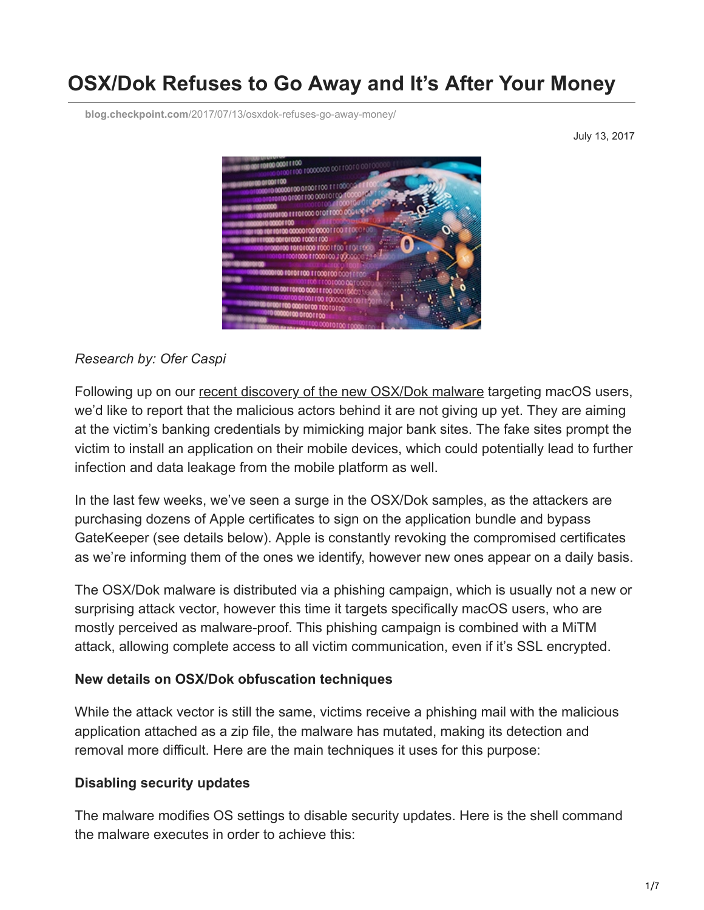# OSX/Dok Refuses to Go Away and It's After Your Money

blog.checkpoint.com/2017/07/13/osxdok-refuses-go-away-money/

July 13, 2017

*Research by: Ofer Caspi*

Following up on our recent discovery of the new OSX/Dok malware targeting macOS users, we'd like to report that the malicious actors behind it are not giving up yet. They are aiming at the victim's banking credentials by mimicking major bank sites. The fake sites prompt the victim to install an application on their mobile devices, which could potentially lead to further infection and data leakage from the mobile platform as well.

In the last few weeks, we've seen a surge in the OSX/Dok samples, as the attackers are purchasing dozens of Apple certificates to sign on the application bundle and bypass GateKeeper (see details below). Apple is constantly revoking the compromised certificates as we're informing them of the ones we identify, however new ones appear on a daily basis.

The OSX/Dok malware is distributed via a phishing campaign, which is usually not a new or surprising attack vector, however this time it targets specifically macOS users, who are mostly perceived as malware-proof. This phishing campaign is combined with a MiTM attack, allowing complete access to all victim communication, even if it's SSL encrypted.

**New details on OSX/Dok obfuscation techniques**

While the attack vector is still the same, victims receive a phishing mail with the malicious application attached as a zip file, the malware has mutated, making its detection and removal more difficult. Here are the main techniques it uses for this purpose:

**Disabling security updates**

The malware modifies OS settings to disable security updates. Here is the shell command the malware executes in order to achieve this: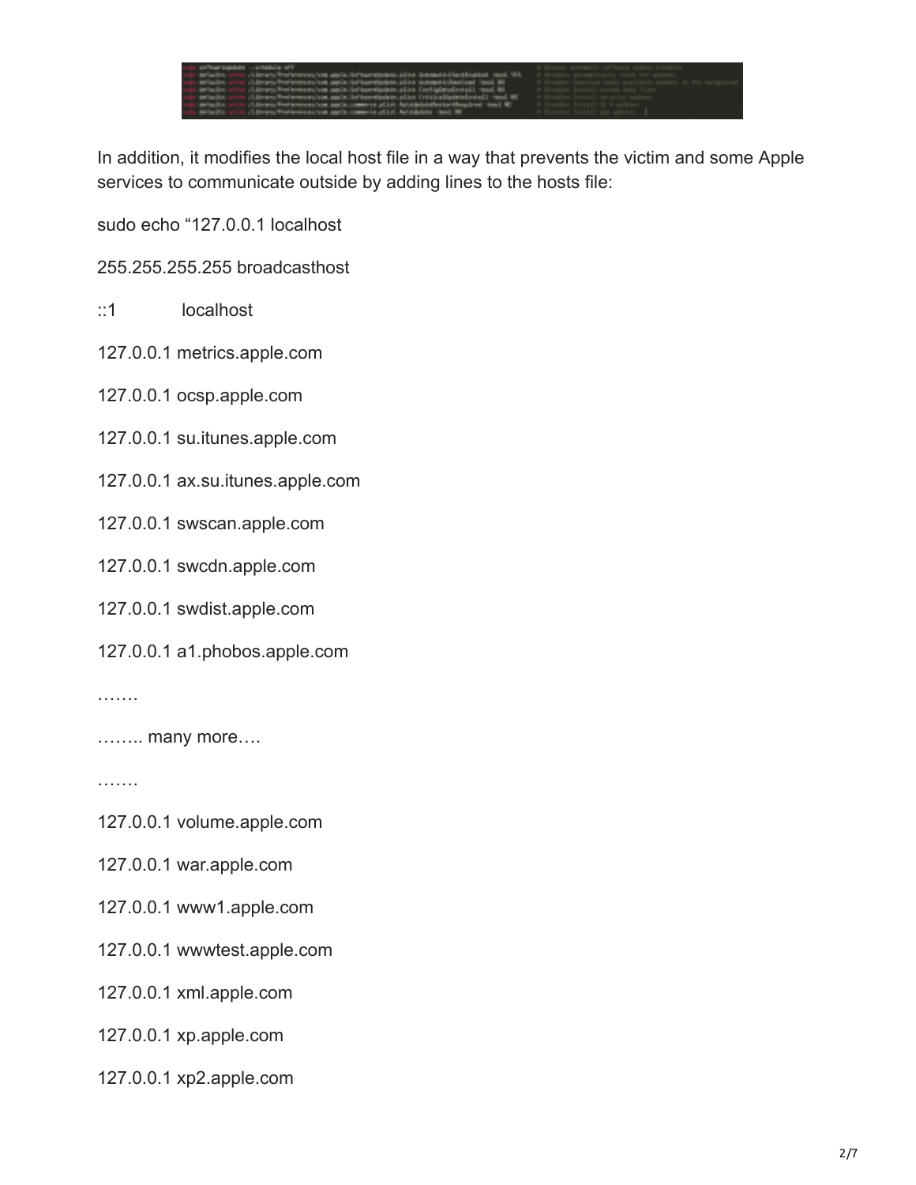In addition, it modifies the local host file in a way that prevents the victim and some Apple services to communicate outside by adding lines to the hosts file:

sudo echo "127.0.0.1 localhost

255.255.255.255 broadcasthost

::1 localhost

127.0.0.1 metrics.apple.com

127.0.0.1 ocsp.apple.com

127.0.0.1 su.itunes.apple.com

127.0.0.1 ax.su.itunes.apple.com

127.0.0.1 swscan.apple.com

127.0.0.1 swcdn.apple.com

127.0.0.1 swdist.apple.com

127.0.0.1 a1.phobos.apple.com

…….

…….. many more….

…….

127.0.0.1 volume.apple.com

127.0.0.1 war.apple.com

127.0.0.1 www1.apple.com

127.0.0.1 wwwtest.apple.com

127.0.0.1 xml.apple.com

127.0.0.1 xp.apple.com

127.0.0.1 xp2.apple.com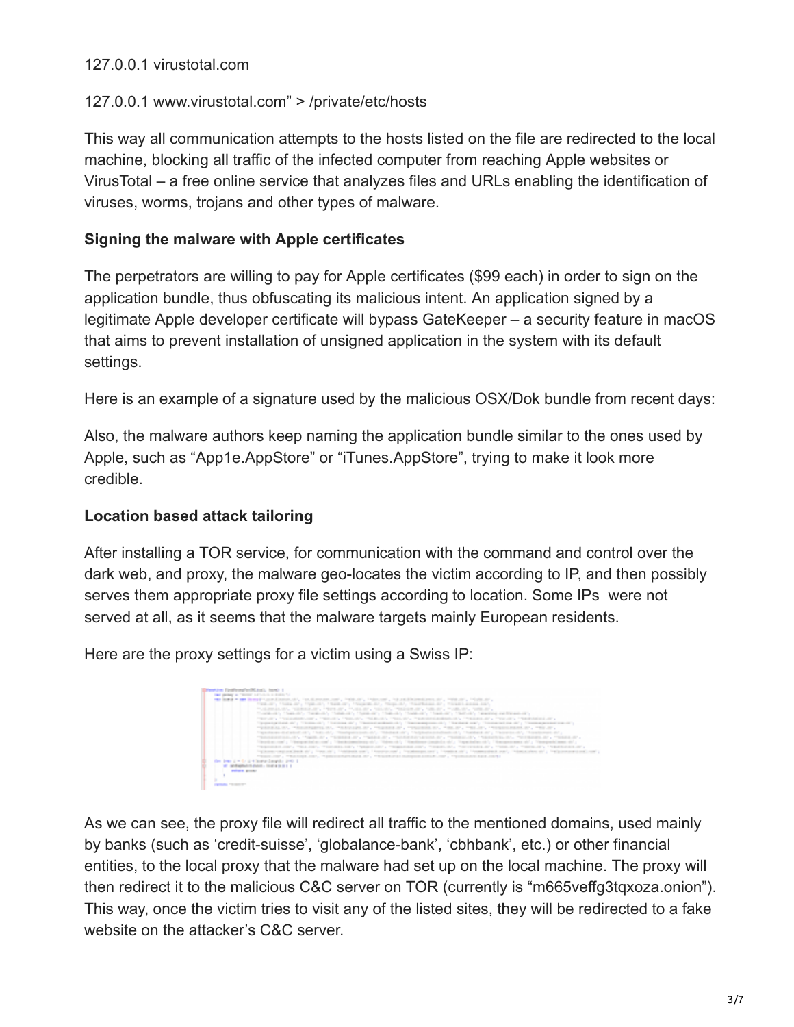127.0.0.1 virustotal.com

127.0.0.1 www.virustotal.com" > /private/etc/hosts

This way all communication attempts to the hosts listed on the file are redirected to the local machine, blocking all traffic of the infected computer from reaching Apple websites or VirusTotal – a free online service that analyzes files and URLs enabling the identification of viruses, worms, trojans and other types of malware.

**Signing the malware with Apple certificates**

The perpetrators are willing to pay for Apple certificates ($99 each) in order to sign on the application bundle, thus obfuscating its malicious intent. An application signed by a legitimate Apple developer certificate will bypass GateKeeper – a security feature in macOS that aims to prevent installation of unsigned application in the system with its default settings.

Here is an example of a signature used by the malicious OSX/Dok bundle from recent days:

Also, the malware authors keep naming the application bundle similar to the ones used by Apple, such as "App1e.AppStore" or "iTunes.AppStore", trying to make it look more credible.

**Location based attack tailoring**

After installing a TOR service, for communication with the command and control over the dark web, and proxy, the malware geo-locates the victim according to IP, and then possibly serves them appropriate proxy file settings according to location. Some IPs were not served at all, as it seems that the malware targets mainly European residents.

Here are the proxy settings for a victim using a Swiss IP:

As we can see, the proxy file will redirect all traffic to the mentioned domains, used mainly by banks (such as 'credit-suisse', 'globalance-bank', 'cbhbank', etc.) or other financial entities, to the local proxy that the malware had set up on the local machine. The proxy will then redirect it to the malicious C&C server on TOR (currently is "m665veffg3tqxoza.onion"). This way, once the victim tries to visit any of the listed sites, they will be redirected to a fake website on the attacker's C&C server.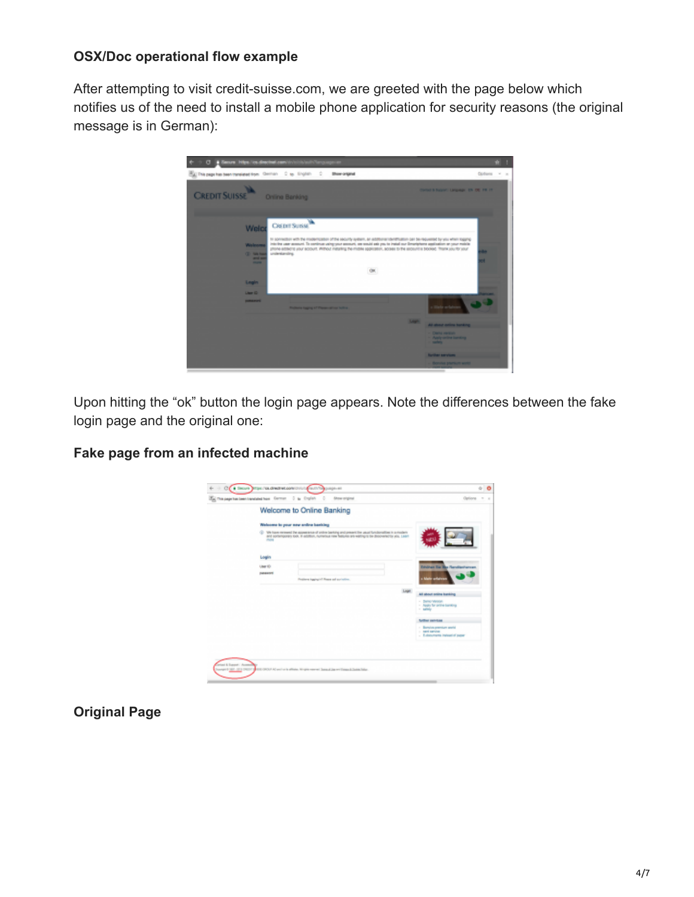**OSX/Doc operational flow example**

After attempting to visit credit-suisse.com, we are greeted with the page below which notifies us of the need to install a mobile phone application for security reasons (the original message is in German):

Upon hitting the "ok" button the login page appears. Note the differences between the fake login page and the original one:

**Fake page from an infected machine**

**Original Page**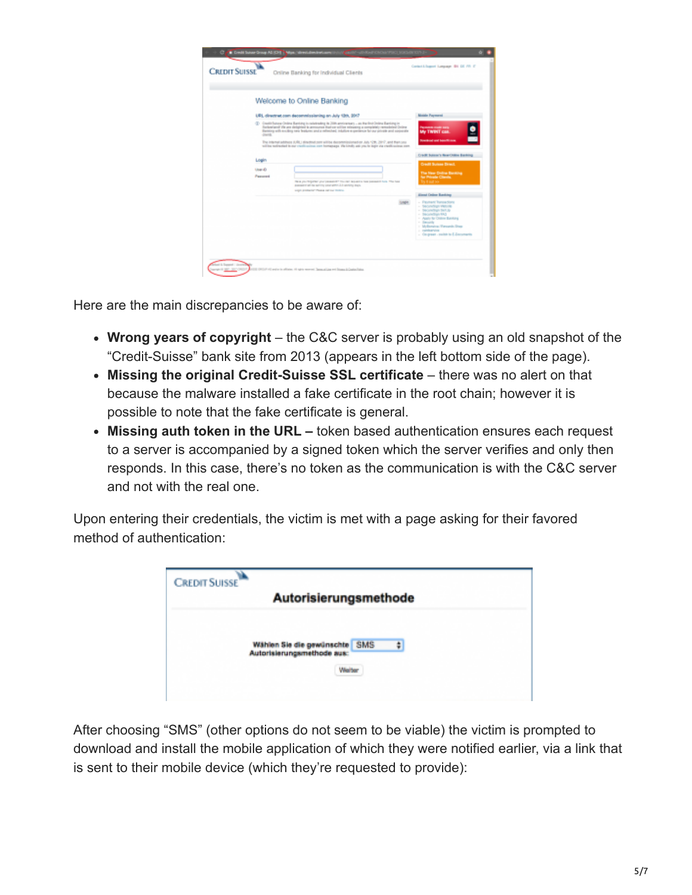Here are the main discrepancies to be aware of:

- **Wrong years of copyright** – the C&C server is probably using an old snapshot of the "Credit-Suisse" bank site from 2013 (appears in the left bottom side of the page).
- **Missing the original Credit-Suisse SSL certificate** – there was no alert on that because the malware installed a fake certificate in the root chain; however it is possible to note that the fake certificate is general.
- **Missing auth token in the URL –** token based authentication ensures each request to a server is accompanied by a signed token which the server verifies and only then responds. In this case, there's no token as the communication is with the C&C server and not with the real one.

Upon entering their credentials, the victim is met with a page asking for their favored method of authentication:

After choosing "SMS" (other options do not seem to be viable) the victim is prompted to download and install the mobile application of which they were notified earlier, via a link that is sent to their mobile device (which they're requested to provide):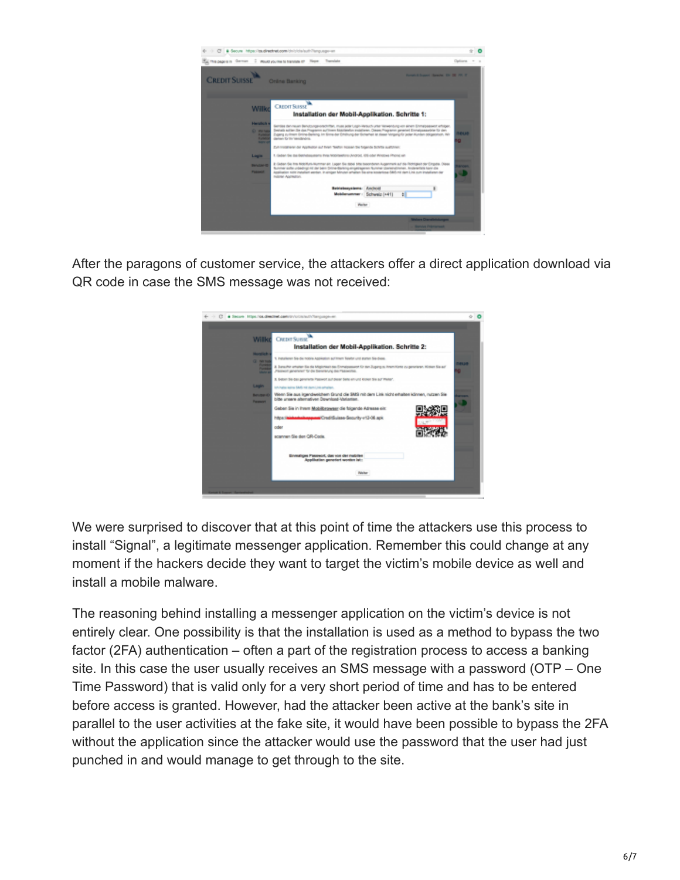After the paragons of customer service, the attackers offer a direct application download via QR code in case the SMS message was not received:

We were surprised to discover that at this point of time the attackers use this process to install "Signal", a legitimate messenger application. Remember this could change at any moment if the hackers decide they want to target the victim's mobile device as well and install a mobile malware.

The reasoning behind installing a messenger application on the victim's device is not entirely clear. One possibility is that the installation is used as a method to bypass the two factor (2FA) authentication – often a part of the registration process to access a banking site. In this case the user usually receives an SMS message with a password (OTP – One Time Password) that is valid only for a very short period of time and has to be entered before access is granted. However, had the attacker been active at the bank's site in parallel to the user activities at the fake site, it would have been possible to bypass the 2FA without the application since the attacker would use the password that the user had just punched in and would manage to get through to the site.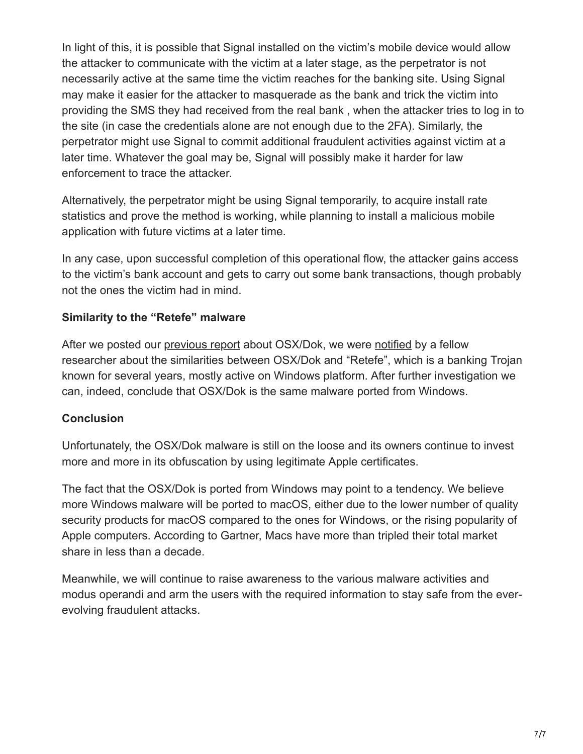In light of this, it is possible that Signal installed on the victim's mobile device would allow the attacker to communicate with the victim at a later stage, as the perpetrator is not necessarily active at the same time the victim reaches for the banking site. Using Signal may make it easier for the attacker to masquerade as the bank and trick the victim into providing the SMS they had received from the real bank , when the attacker tries to log in to the site (in case the credentials alone are not enough due to the 2FA). Similarly, the perpetrator might use Signal to commit additional fraudulent activities against victim at a later time. Whatever the goal may be, Signal will possibly make it harder for law enforcement to trace the attacker.

Alternatively, the perpetrator might be using Signal temporarily, to acquire install rate statistics and prove the method is working, while planning to install a malicious mobile application with future victims at a later time.

In any case, upon successful completion of this operational flow, the attacker gains access to the victim's bank account and gets to carry out some bank transactions, though probably not the ones the victim had in mind.

**Similarity to the "Retefe" malware**

After we posted our previous report about OSX/Dok, we were notified by a fellow researcher about the similarities between OSX/Dok and "Retefe", which is a banking Trojan known for several years, mostly active on Windows platform. After further investigation we can, indeed, conclude that OSX/Dok is the same malware ported from Windows.

**Conclusion**

Unfortunately, the OSX/Dok malware is still on the loose and its owners continue to invest more and more in its obfuscation by using legitimate Apple certificates.

The fact that the OSX/Dok is ported from Windows may point to a tendency. We believe more Windows malware will be ported to macOS, either due to the lower number of quality security products for macOS compared to the ones for Windows, or the rising popularity of Apple computers. According to Gartner, Macs have more than tripled their total market share in less than a decade.

Meanwhile, we will continue to raise awareness to the various malware activities and modus operandi and arm the users with the required information to stay safe from the ever-evolving fraudulent attacks.